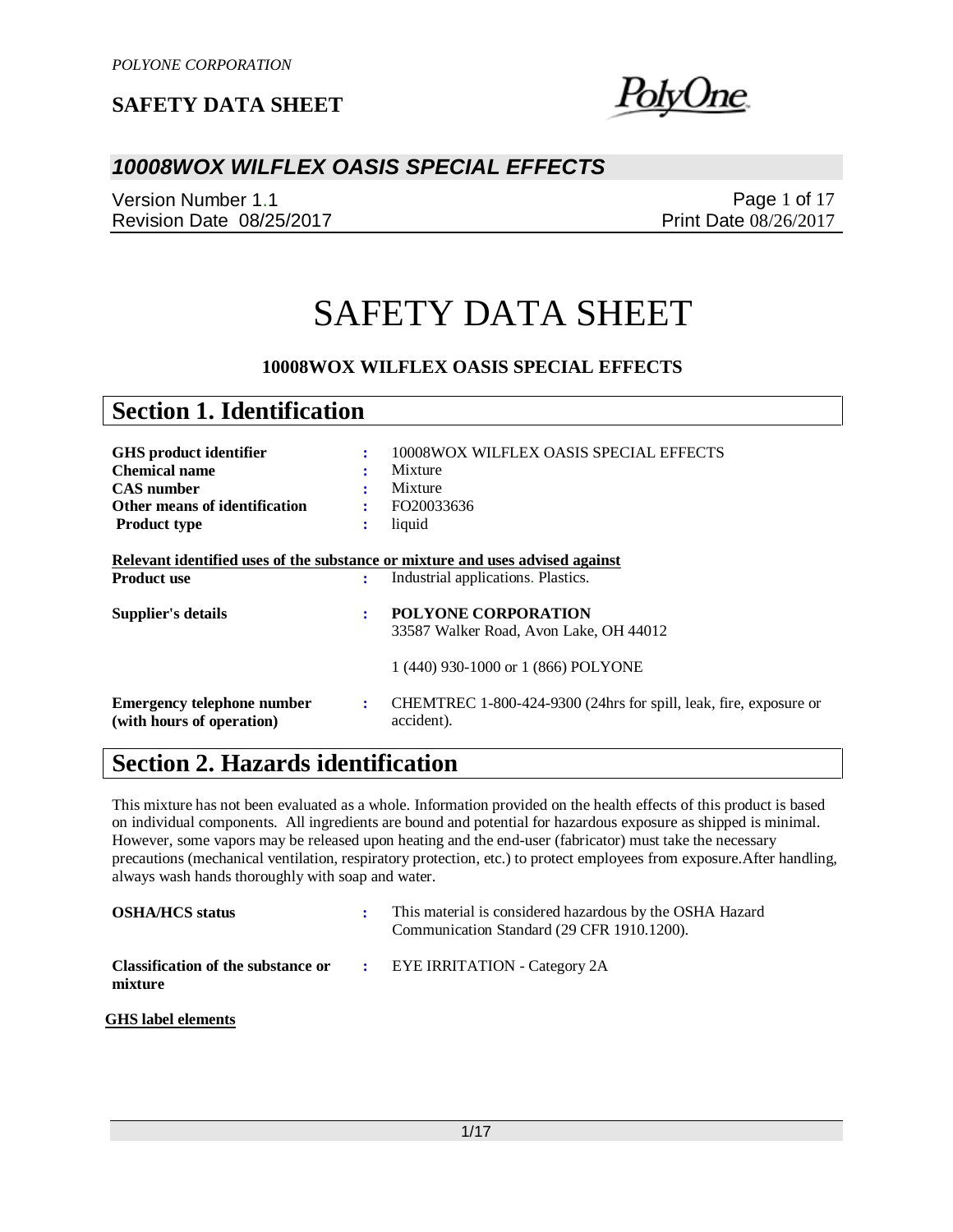# SAFETY DATA SHEET

**10008WOX WILFLEX OASIS SPECIAL EFFECTS**

## Section 1. Identification

| | | |
|---|---|---|
| **GHS product identifier** | : | 10008WOX WILFLEX OASIS SPECIAL EFFECTS |
| **Chemical name** | : | Mixture |
| **CAS number** | : | Mixture |
| **Other means of identification** | : | FO20033636 |
| **Product type** | : | liquid |

**Relevant identified uses of the substance or mixture and uses advised against**

| | | |
|---|---|---|
| **Product use** | : | Industrial applications. Plastics. |
| **Supplier's details** | : | **POLYONE CORPORATION**<br>33587 Walker Road, Avon Lake, OH 44012<br><br>1 (440) 930-1000 or 1 (866) POLYONE |
| **Emergency telephone number (with hours of operation)** | : | CHEMTREC 1-800-424-9300 (24hrs for spill, leak, fire, exposure or accident). |

## Section 2. Hazards identification

This mixture has not been evaluated as a whole. Information provided on the health effects of this product is based on individual components. All ingredients are bound and potential for hazardous exposure as shipped is minimal. However, some vapors may be released upon heating and the end-user (fabricator) must take the necessary precautions (mechanical ventilation, respiratory protection, etc.) to protect employees from exposure.After handling, always wash hands thoroughly with soap and water.

| | | |
|---|---|---|
| **OSHA/HCS status** | : | This material is considered hazardous by the OSHA Hazard Communication Standard (29 CFR 1910.1200). |
| **Classification of the substance or mixture** | : | EYE IRRITATION - Category 2A |

**GHS label elements**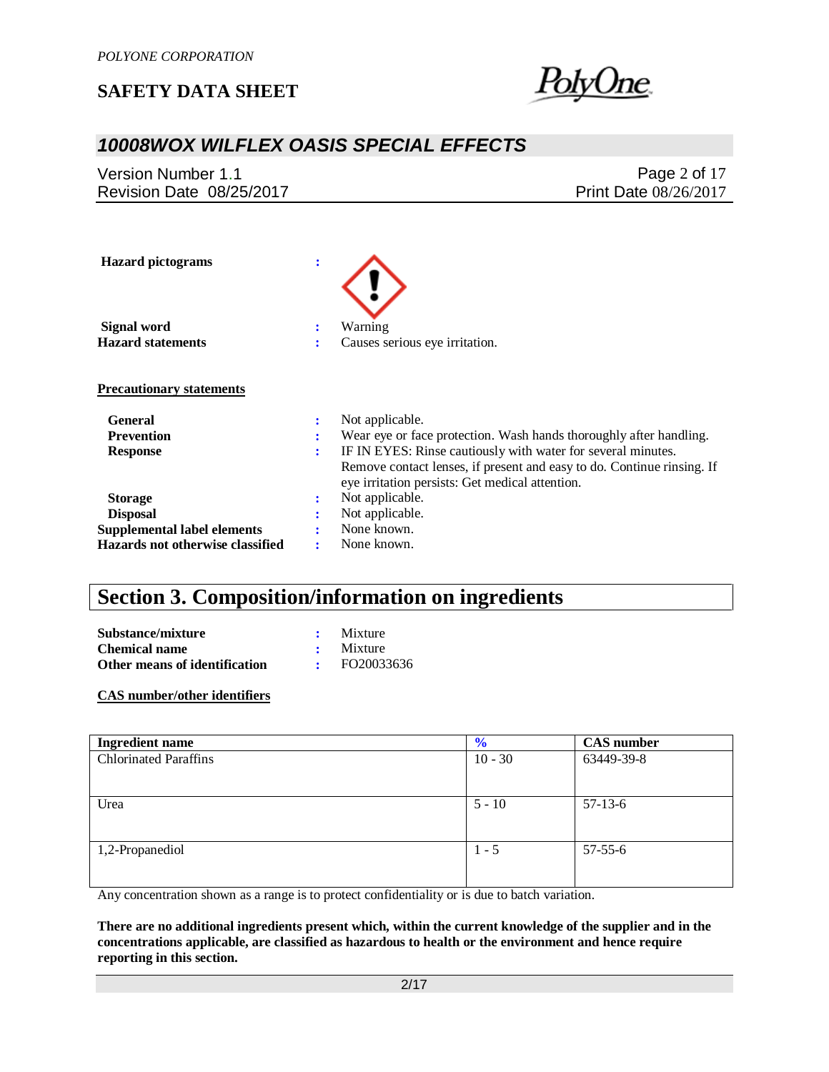**Hazard pictograms** :

**Signal word** : Warning

**Hazard statements** : Causes serious eye irritation.

**Precautionary statements**

**General** : Not applicable.

**Prevention** : Wear eye or face protection. Wash hands thoroughly after handling.

**Response** : IF IN EYES: Rinse cautiously with water for several minutes. Remove contact lenses, if present and easy to do. Continue rinsing. If eye irritation persists: Get medical attention.

**Storage** : Not applicable.

**Disposal** : Not applicable.

**Supplemental label elements** : None known.

**Hazards not otherwise classified** : None known.

## Section 3. Composition/information on ingredients

**Substance/mixture** : Mixture

**Chemical name** : Mixture

**Other means of identification** : FO20033636

**CAS number/other identifiers**

| Ingredient name | % | CAS number |
|---|---|---|
| Chlorinated Paraffins | 10 - 30 | 63449-39-8 |
| Urea | 5 - 10 | 57-13-6 |
| 1,2-Propanediol | 1 - 5 | 57-55-6 |

Any concentration shown as a range is to protect confidentiality or is due to batch variation.

**There are no additional ingredients present which, within the current knowledge of the supplier and in the concentrations applicable, are classified as hazardous to health or the environment and hence require reporting in this section.**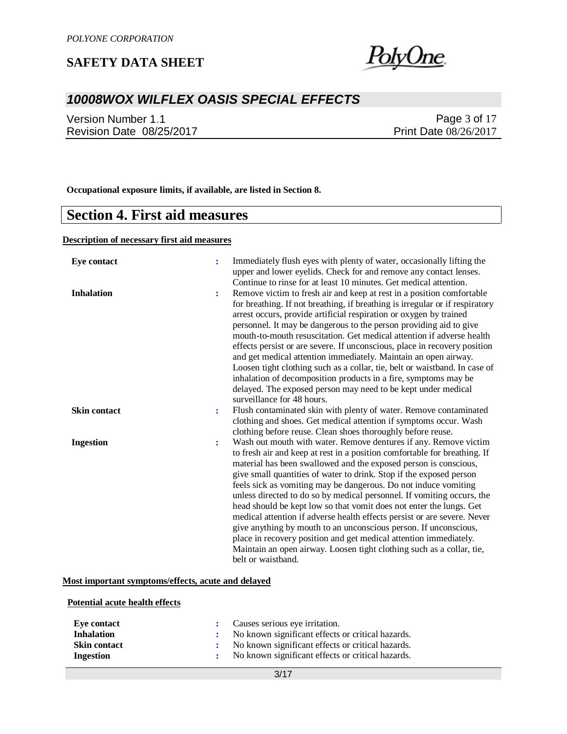**Occupational exposure limits, if available, are listed in Section 8.**

# Section 4. First aid measures

**Description of necessary first aid measures**

| | | |
|---|---|---|
| **Eye contact** | : | Immediately flush eyes with plenty of water, occasionally lifting the upper and lower eyelids. Check for and remove any contact lenses. Continue to rinse for at least 10 minutes. Get medical attention. |
| **Inhalation** | : | Remove victim to fresh air and keep at rest in a position comfortable for breathing. If not breathing, if breathing is irregular or if respiratory arrest occurs, provide artificial respiration or oxygen by trained personnel. It may be dangerous to the person providing aid to give mouth-to-mouth resuscitation. Get medical attention if adverse health effects persist or are severe. If unconscious, place in recovery position and get medical attention immediately. Maintain an open airway. Loosen tight clothing such as a collar, tie, belt or waistband. In case of inhalation of decomposition products in a fire, symptoms may be delayed. The exposed person may need to be kept under medical surveillance for 48 hours. |
| **Skin contact** | : | Flush contaminated skin with plenty of water. Remove contaminated clothing and shoes. Get medical attention if symptoms occur. Wash clothing before reuse. Clean shoes thoroughly before reuse. |
| **Ingestion** | : | Wash out mouth with water. Remove dentures if any. Remove victim to fresh air and keep at rest in a position comfortable for breathing. If material has been swallowed and the exposed person is conscious, give small quantities of water to drink. Stop if the exposed person feels sick as vomiting may be dangerous. Do not induce vomiting unless directed to do so by medical personnel. If vomiting occurs, the head should be kept low so that vomit does not enter the lungs. Get medical attention if adverse health effects persist or are severe. Never give anything by mouth to an unconscious person. If unconscious, place in recovery position and get medical attention immediately. Maintain an open airway. Loosen tight clothing such as a collar, tie, belt or waistband. |

**Most important symptoms/effects, acute and delayed**

**Potential acute health effects**

| | | |
|---|---|---|
| **Eye contact** | : | Causes serious eye irritation. |
| **Inhalation** | : | No known significant effects or critical hazards. |
| **Skin contact** | : | No known significant effects or critical hazards. |
| **Ingestion** | : | No known significant effects or critical hazards. |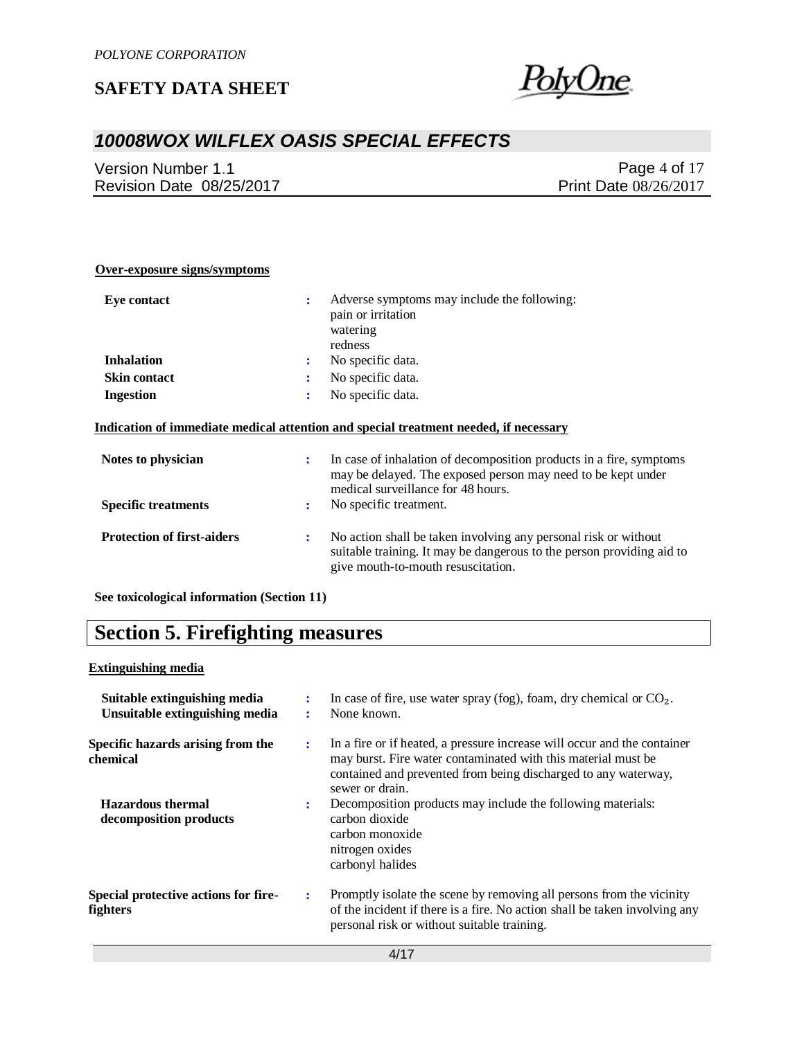**Over-exposure signs/symptoms**

| | | |
|---|---|---|
| **Eye contact** | : | Adverse symptoms may include the following:<br>pain or irritation<br>watering<br>redness |
| **Inhalation** | : | No specific data. |
| **Skin contact** | : | No specific data. |
| **Ingestion** | : | No specific data. |

**Indication of immediate medical attention and special treatment needed, if necessary**

| | | |
|---|---|---|
| **Notes to physician** | : | In case of inhalation of decomposition products in a fire, symptoms may be delayed. The exposed person may need to be kept under medical surveillance for 48 hours. |
| **Specific treatments** | : | No specific treatment. |
| **Protection of first-aiders** | : | No action shall be taken involving any personal risk or without suitable training. It may be dangerous to the person providing aid to give mouth-to-mouth resuscitation. |

**See toxicological information (Section 11)**

# Section 5. Firefighting measures

**Extinguishing media**

| | | |
|---|---|---|
| **Suitable extinguishing media** | : | In case of fire, use water spray (fog), foam, dry chemical or $CO_2$. |
| **Unsuitable extinguishing media** | : | None known. |
| **Specific hazards arising from the chemical** | : | In a fire or if heated, a pressure increase will occur and the container may burst. Fire water contaminated with this material must be contained and prevented from being discharged to any waterway, sewer or drain. |
| **Hazardous thermal decomposition products** | : | Decomposition products may include the following materials:<br>carbon dioxide<br>carbon monoxide<br>nitrogen oxides<br>carbonyl halides |
| **Special protective actions for fire-fighters** | : | Promptly isolate the scene by removing all persons from the vicinity of the incident if there is a fire. No action shall be taken involving any personal risk or without suitable training. |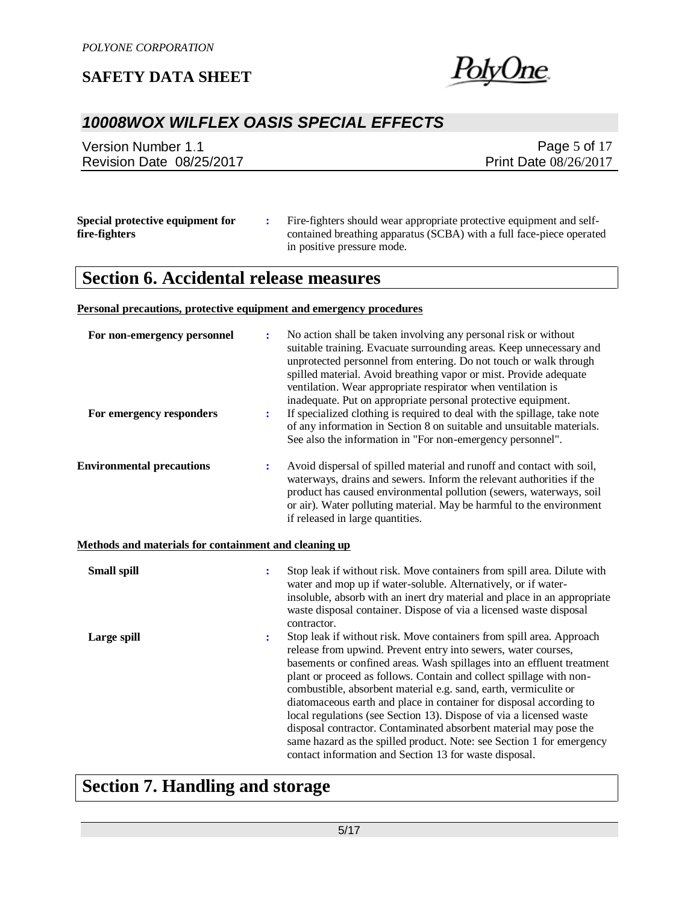**Special protective equipment for fire-fighters** : Fire-fighters should wear appropriate protective equipment and self-contained breathing apparatus (SCBA) with a full face-piece operated in positive pressure mode.

# Section 6. Accidental release measures

**Personal precautions, protective equipment and emergency procedures**

**For non-emergency personnel** : No action shall be taken involving any personal risk or without suitable training. Evacuate surrounding areas. Keep unnecessary and unprotected personnel from entering. Do not touch or walk through spilled material. Avoid breathing vapor or mist. Provide adequate ventilation. Wear appropriate respirator when ventilation is inadequate. Put on appropriate personal protective equipment.

**For emergency responders** : If specialized clothing is required to deal with the spillage, take note of any information in Section 8 on suitable and unsuitable materials. See also the information in "For non-emergency personnel".

**Environmental precautions** : Avoid dispersal of spilled material and runoff and contact with soil, waterways, drains and sewers. Inform the relevant authorities if the product has caused environmental pollution (sewers, waterways, soil or air). Water polluting material. May be harmful to the environment if released in large quantities.

**Methods and materials for containment and cleaning up**

**Small spill** : Stop leak if without risk. Move containers from spill area. Dilute with water and mop up if water-soluble. Alternatively, or if water-insoluble, absorb with an inert dry material and place in an appropriate waste disposal container. Dispose of via a licensed waste disposal contractor.

**Large spill** : Stop leak if without risk. Move containers from spill area. Approach release from upwind. Prevent entry into sewers, water courses, basements or confined areas. Wash spillages into an effluent treatment plant or proceed as follows. Contain and collect spillage with non-combustible, absorbent material e.g. sand, earth, vermiculite or diatomaceous earth and place in container for disposal according to local regulations (see Section 13). Dispose of via a licensed waste disposal contractor. Contaminated absorbent material may pose the same hazard as the spilled product. Note: see Section 1 for emergency contact information and Section 13 for waste disposal.

# Section 7. Handling and storage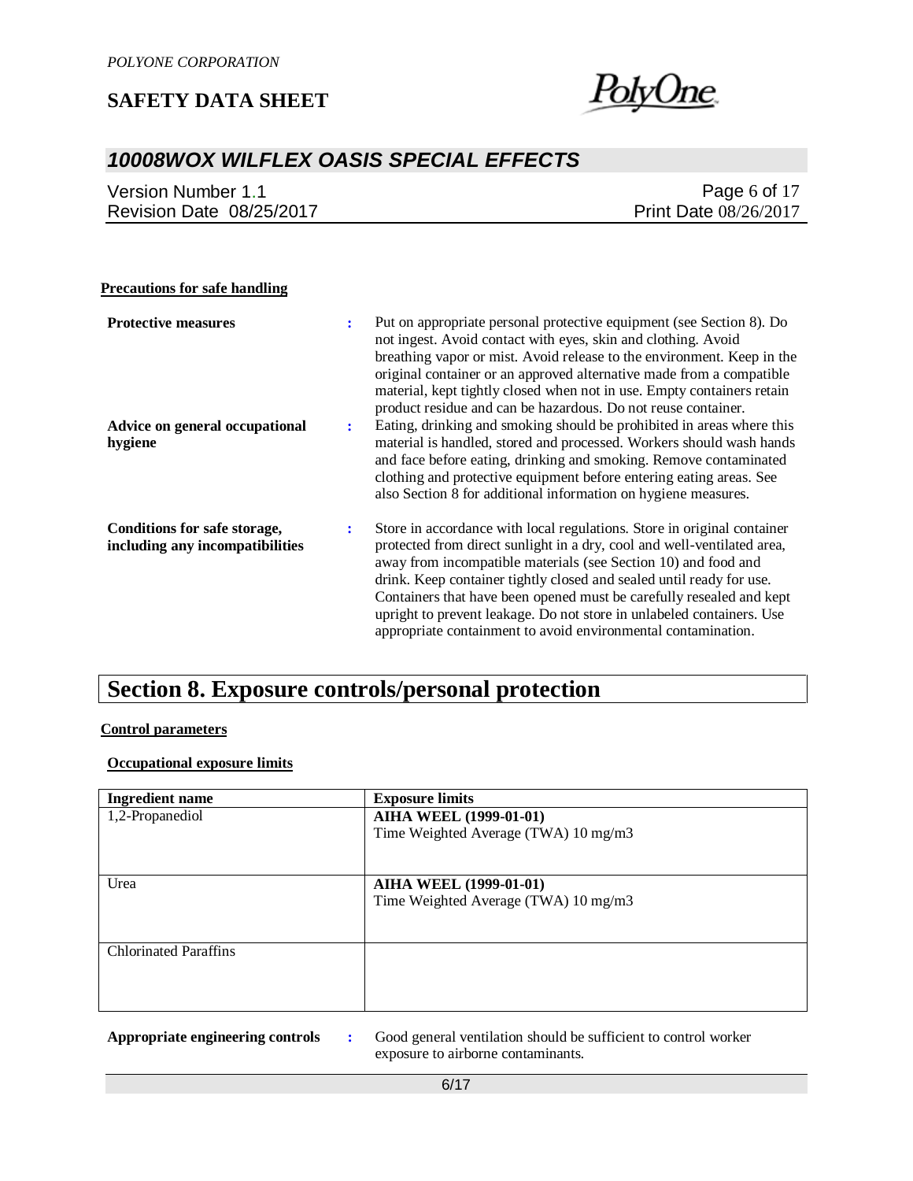**Precations for safe handling**

| | | |
|---|---|---|
| **Protective measures** | : | Put on appropriate personal protective equipment (see Section 8). Do not ingest. Avoid contact with eyes, skin and clothing. Avoid breathing vapor or mist. Avoid release to the environment. Keep in the original container or an approved alternative made from a compatible material, kept tightly closed when not in use. Empty containers retain product residue and can be hazardous. Do not reuse container. |
| **Advice on general occupational hygiene** | : | Eating, drinking and smoking should be prohibited in areas where this material is handled, stored and processed. Workers should wash hands and face before eating, drinking and smoking. Remove contaminated clothing and protective equipment before entering eating areas. See also Section 8 for additional information on hygiene measures. |
| **Conditions for safe storage, including any incompatibilities** | : | Store in accordance with local regulations. Store in original container protected from direct sunlight in a dry, cool and well-ventilated area, away from incompatible materials (see Section 10) and food and drink. Keep container tightly closed and sealed until ready for use. Containers that have been opened must be carefully resealed and kept upright to prevent leakage. Do not store in unlabeled containers. Use appropriate containment to avoid environmental contamination. |

# Section 8. Exposure controls/personal protection

**Control parameters**

**Occupational exposure limits**

| Ingredient name | Exposure limits |
|---|---|
| 1,2-Propanediol | **AIHA WEEL (1999-01-01)**<br>Time Weighted Average (TWA) 10 mg/m3 |
| Urea | **AIHA WEEL (1999-01-01)**<br>Time Weighted Average (TWA) 10 mg/m3 |
| Chlorinated Paraffins | |

| | | |
|---|---|---|
| **Appropriate engineering controls** | : | Good general ventilation should be sufficient to control worker exposure to airborne contaminants. |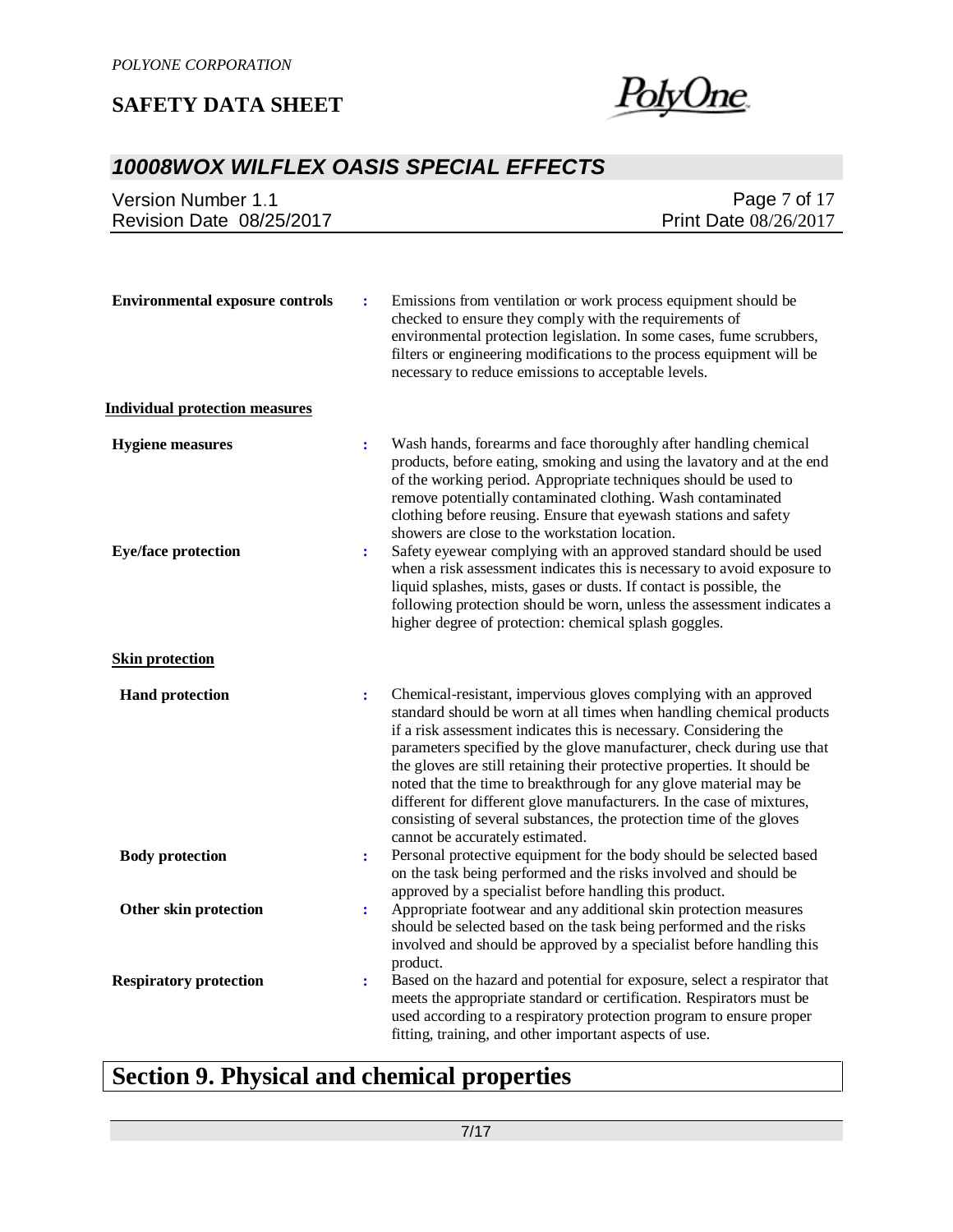**Environmental exposure controls** : Emissions from ventilation or work process equipment should be checked to ensure they comply with the requirements of environmental protection legislation. In some cases, fume scrubbers, filters or engineering modifications to the process equipment will be necessary to reduce emissions to acceptable levels.

**Individual protection measures**

**Hygiene measures** : Wash hands, forearms and face thoroughly after handling chemical products, before eating, smoking and using the lavatory and at the end of the working period. Appropriate techniques should be used to remove potentially contaminated clothing. Wash contaminated clothing before reusing. Ensure that eyewash stations and safety showers are close to the workstation location.

**Eye/face protection** : Safety eyewear complying with an approved standard should be used when a risk assessment indicates this is necessary to avoid exposure to liquid splashes, mists, gases or dusts. If contact is possible, the following protection should be worn, unless the assessment indicates a higher degree of protection: chemical splash goggles.

**Skin protection**

**Hand protection** : Chemical-resistant, impervious gloves complying with an approved standard should be worn at all times when handling chemical products if a risk assessment indicates this is necessary. Considering the parameters specified by the glove manufacturer, check during use that the gloves are still retaining their protective properties. It should be noted that the time to breakthrough for any glove material may be different for different glove manufacturers. In the case of mixtures, consisting of several substances, the protection time of the gloves cannot be accurately estimated.

**Body protection** : Personal protective equipment for the body should be selected based on the task being performed and the risks involved and should be approved by a specialist before handling this product.

**Other skin protection** : Appropriate footwear and any additional skin protection measures should be selected based on the task being performed and the risks involved and should be approved by a specialist before handling this product.

**Respiratory protection** : Based on the hazard and potential for exposure, select a respirator that meets the appropriate standard or certification. Respirators must be used according to a respiratory protection program to ensure proper fitting, training, and other important aspects of use.

# Section 9. Physical and chemical properties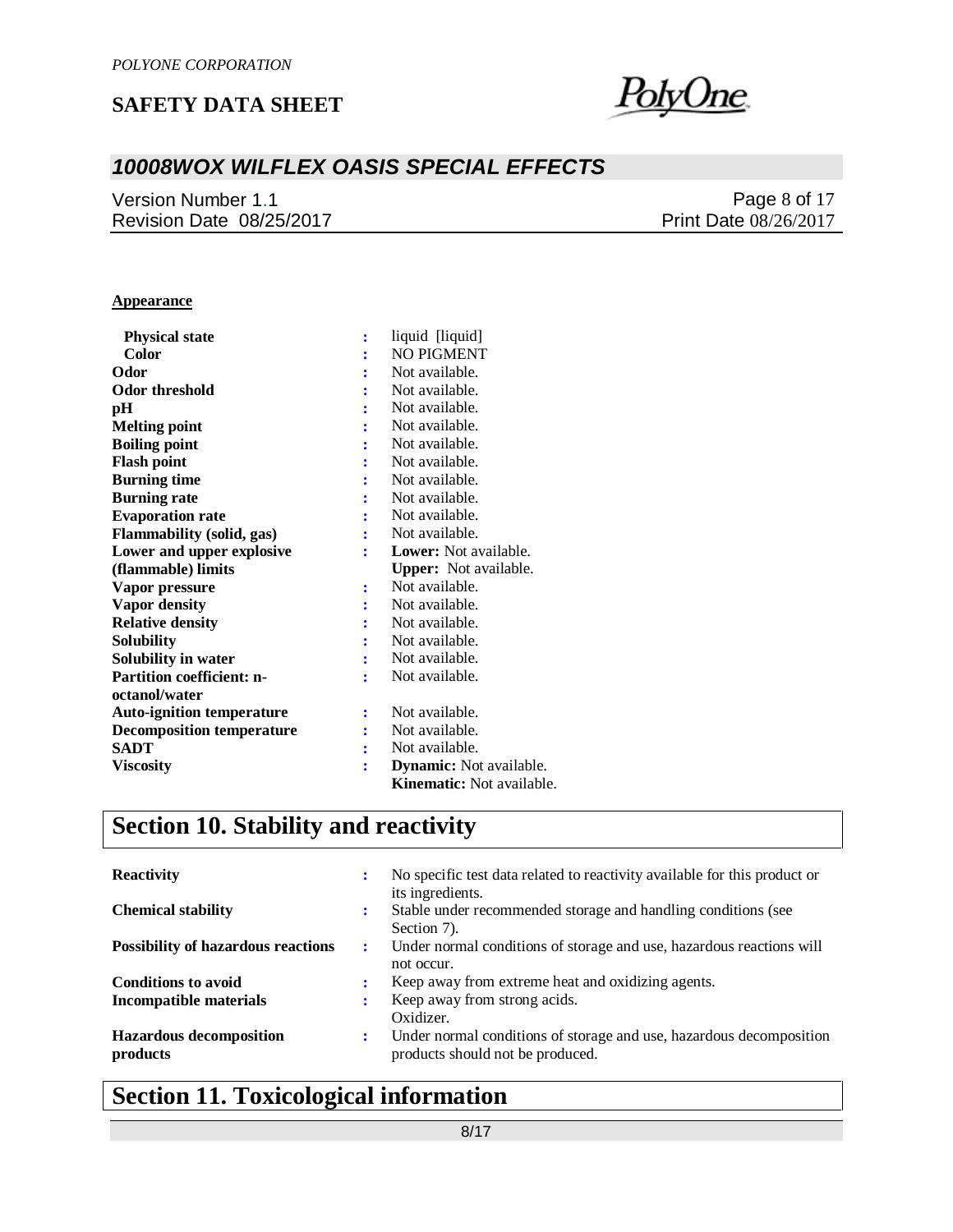**Appearance**

| | | |
|---|---|---|
| **Physical state** | : | liquid [liquid] |
| **Color** | : | NO PIGMENT |
| **Odor** | : | Not available. |
| **Odor threshold** | : | Not available. |
| **pH** | : | Not available. |
| **Melting point** | : | Not available. |
| **Boiling point** | : | Not available. |
| **Flash point** | : | Not available. |
| **Burning time** | : | Not available. |
| **Burning rate** | : | Not available. |
| **Evaporation rate** | : | Not available. |
| **Flammability (solid, gas)** | : | Not available. |
| **Lower and upper explosive (flammable) limits** | : | **Lower:** Not available.<br>**Upper:** Not available. |
| **Vapor pressure** | : | Not available. |
| **Vapor density** | : | Not available. |
| **Relative density** | : | Not available. |
| **Solubility** | : | Not available. |
| **Solubility in water** | : | Not available. |
| **Partition coefficient: n-octanol/water** | : | Not available. |
| **Auto-ignition temperature** | : | Not available. |
| **Decomposition temperature** | : | Not available. |
| **SADT** | : | Not available. |
| **Viscosity** | : | **Dynamic:** Not available.<br>**Kinematic:** Not available. |

# Section 10. Stability and reactivity

| | | |
|---|---|---|
| **Reactivity** | : | No specific test data related to reactivity available for this product or its ingredients. |
| **Chemical stability** | : | Stable under recommended storage and handling conditions (see Section 7). |
| **Possibility of hazardous reactions** | : | Under normal conditions of storage and use, hazardous reactions will not occur. |
| **Conditions to avoid** | : | Keep away from extreme heat and oxidizing agents. |
| **Incompatible materials** | : | Keep away from strong acids.<br>Oxidizer. |
| **Hazardous decomposition products** | : | Under normal conditions of storage and use, hazardous decomposition products should not be produced. |

# Section 11. Toxicological information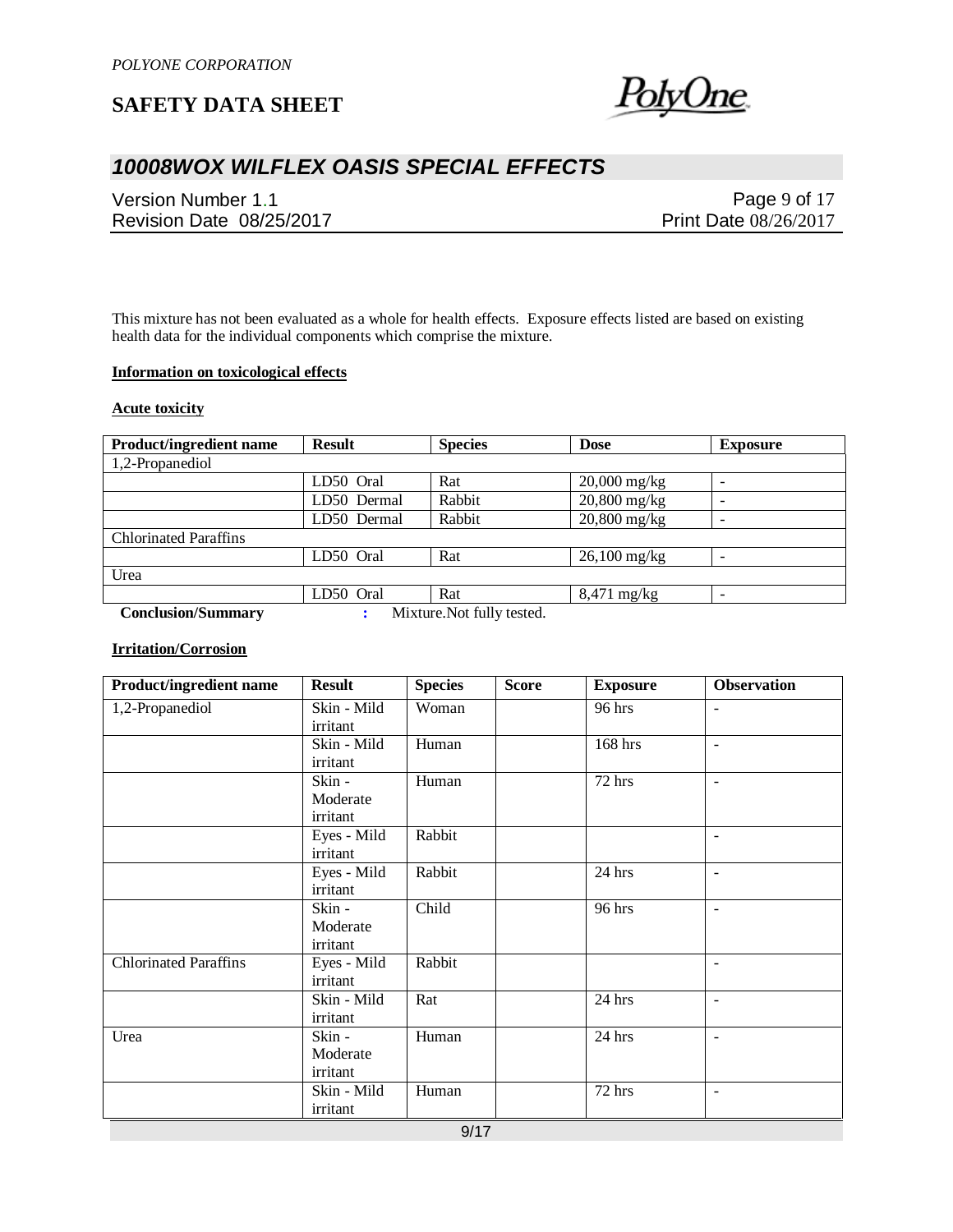This mixture has not been evaluated as a whole for health effects. Exposure effects listed are based on existing health data for the individual components which comprise the mixture.

**Information on toxicological effects**

**Acute toxicity**

| Product/ingredient name | Result | Species | Dose | Exposure |
|---|---|---|---|---|
| 1,2-Propanediol | | | | |
| | LD50 Oral | Rat | 20,000 mg/kg | - |
| | LD50 Dermal | Rabbit | 20,800 mg/kg | - |
| | LD50 Dermal | Rabbit | 20,800 mg/kg | - |
| Chlorinated Paraffins | | | | |
| | LD50 Oral | Rat | 26,100 mg/kg | - |
| Urea | | | | |
| | LD50 Oral | Rat | 8,471 mg/kg | - |

**Conclusion/Summary** : Mixture.Not fully tested.

**Irritation/Corrosion**

| Product/ingredient name | Result | Species | Score | Exposure | Observation |
|---|---|---|---|---|---|
| 1,2-Propanediol | Skin - Mild irritant | Woman | | 96 hrs | - |
| | Skin - Mild irritant | Human | | 168 hrs | - |
| | Skin - Moderate irritant | Human | | 72 hrs | - |
| | Eyes - Mild irritant | Rabbit | | | - |
| | Eyes - Mild irritant | Rabbit | | 24 hrs | - |
| | Skin - Moderate irritant | Child | | 96 hrs | - |
| Chlorinated Paraffins | Eyes - Mild irritant | Rabbit | | | - |
| | Skin - Mild irritant | Rat | | 24 hrs | - |
| Urea | Skin - Moderate irritant | Human | | 24 hrs | - |
| | Skin - Mild irritant | Human | | 72 hrs | - |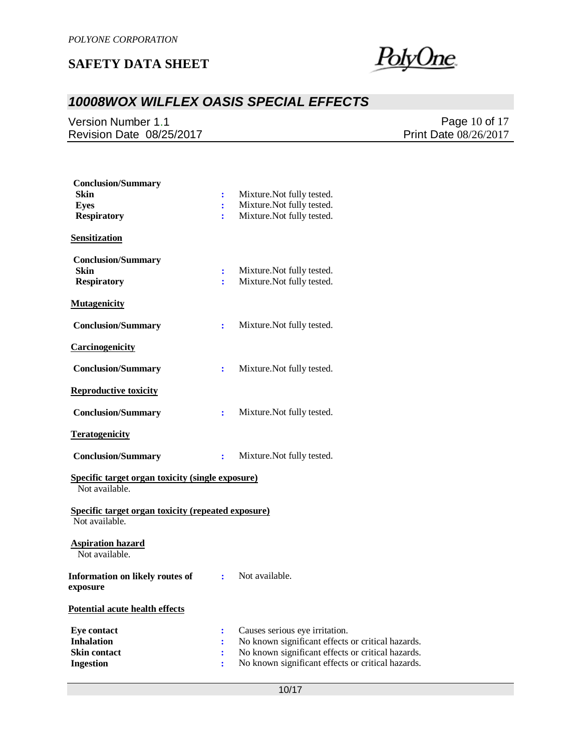**Conclusion/Summary**

**Skin** : Mixture.Not fully tested.
**Eyes** : Mixture.Not fully tested.
**Respiratory** : Mixture.Not fully tested.

**Sensitization**

**Conclusion/Summary**

**Skin** : Mixture.Not fully tested.
**Respiratory** : Mixture.Not fully tested.

**Mutagenicity**

**Conclusion/Summary** : Mixture.Not fully tested.

**Carcinogenicity**

**Conclusion/Summary** : Mixture.Not fully tested.

**Reproductive toxicity**

**Conclusion/Summary** : Mixture.Not fully tested.

**Teratogenicity**

**Conclusion/Summary** : Mixture.Not fully tested.

**Specific target organ toxicity (single exposure)**

Not available.

**Specific target organ toxicity (repeated exposure)**

Not available.

**Aspiration hazard**

Not available.

**Information on likely routes of exposure** : Not available.

**Potential acute health effects**

**Eye contact** : Causes serious eye irritation.
**Inhalation** : No known significant effects or critical hazards.
**Skin contact** : No known significant effects or critical hazards.
**Ingestion** : No known significant effects or critical hazards.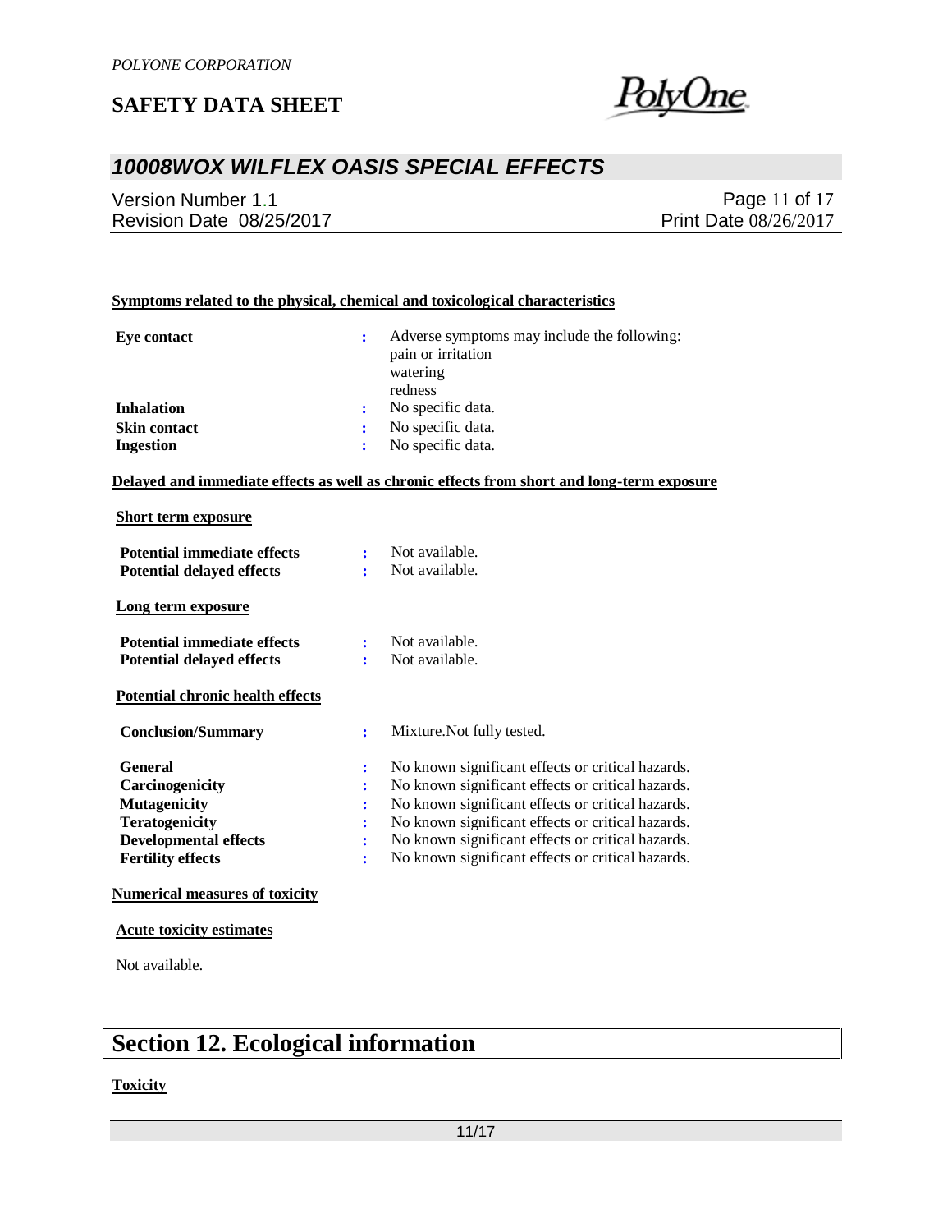**Symptoms related to the physical, chemical and toxicological characteristics**

| | | |
|---|---|---|
| **Eye contact** | : | Adverse symptoms may include the following:<br>pain or irritation<br>watering<br>redness |
| **Inhalation** | : | No specific data. |
| **Skin contact** | : | No specific data. |
| **Ingestion** | : | No specific data. |

**Delayed and immediate effects as well as chronic effects from short and long-term exposure**

**Short term exposure**

| | | |
|---|---|---|
| **Potential immediate effects** | : | Not available. |
| **Potential delayed effects** | : | Not available. |

**Long term exposure**

| | | |
|---|---|---|
| **Potential immediate effects** | : | Not available. |
| **Potential delayed effects** | : | Not available. |

**Potential chronic health effects**

| | | |
|---|---|---|
| **Conclusion/Summary** | : | Mixture.Not fully tested. |
| **General** | : | No known significant effects or critical hazards. |
| **Carcinogenicity** | : | No known significant effects or critical hazards. |
| **Mutagenicity** | : | No known significant effects or critical hazards. |
| **Teratogenicity** | : | No known significant effects or critical hazards. |
| **Developmental effects** | : | No known significant effects or critical hazards. |
| **Fertility effects** | : | No known significant effects or critical hazards. |

**Numerical measures of toxicity**

**Acute toxicity estimates**

Not available.

# Section 12. Ecological information

**Toxicity**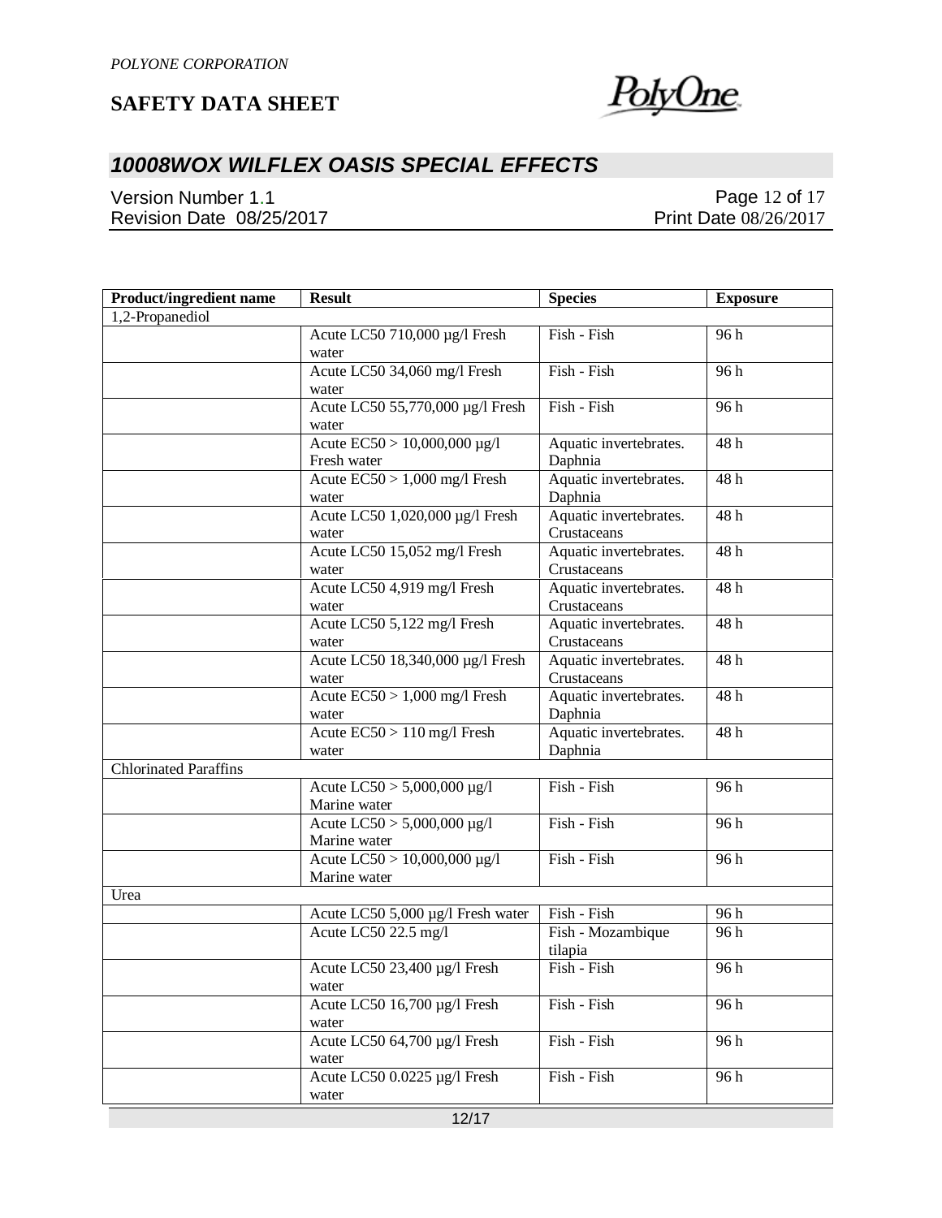| Product/ingredient name | Result | Species | Exposure |
|---|---|---|---|
| 1,2-Propanediol | | | |
| | Acute LC50 710,000 µg/l Fresh water | Fish - Fish | 96 h |
| | Acute LC50 34,060 mg/l Fresh water | Fish - Fish | 96 h |
| | Acute LC50 55,770,000 µg/l Fresh water | Fish - Fish | 96 h |
| | Acute EC50 > 10,000,000 µg/l Fresh water | Aquatic invertebrates. Daphnia | 48 h |
| | Acute EC50 > 1,000 mg/l Fresh water | Aquatic invertebrates. Daphnia | 48 h |
| | Acute LC50 1,020,000 µg/l Fresh water | Aquatic invertebrates. Crustaceans | 48 h |
| | Acute LC50 15,052 mg/l Fresh water | Aquatic invertebrates. Crustaceans | 48 h |
| | Acute LC50 4,919 mg/l Fresh water | Aquatic invertebrates. Crustaceans | 48 h |
| | Acute LC50 5,122 mg/l Fresh water | Aquatic invertebrates. Crustaceans | 48 h |
| | Acute LC50 18,340,000 µg/l Fresh water | Aquatic invertebrates. Crustaceans | 48 h |
| | Acute EC50 > 1,000 mg/l Fresh water | Aquatic invertebrates. Daphnia | 48 h |
| | Acute EC50 > 110 mg/l Fresh water | Aquatic invertebrates. Daphnia | 48 h |
| Chlorinated Paraffins | | | |
| | Acute LC50 > 5,000,000 µg/l Marine water | Fish - Fish | 96 h |
| | Acute LC50 > 5,000,000 µg/l Marine water | Fish - Fish | 96 h |
| | Acute LC50 > 10,000,000 µg/l Marine water | Fish - Fish | 96 h |
| Urea | | | |
| | Acute LC50 5,000 µg/l Fresh water | Fish - Fish | 96 h |
| | Acute LC50 22.5 mg/l | Fish - Mozambique tilapia | 96 h |
| | Acute LC50 23,400 µg/l Fresh water | Fish - Fish | 96 h |
| | Acute LC50 16,700 µg/l Fresh water | Fish - Fish | 96 h |
| | Acute LC50 64,700 µg/l Fresh water | Fish - Fish | 96 h |
| | Acute LC50 0.0225 µg/l Fresh water | Fish - Fish | 96 h |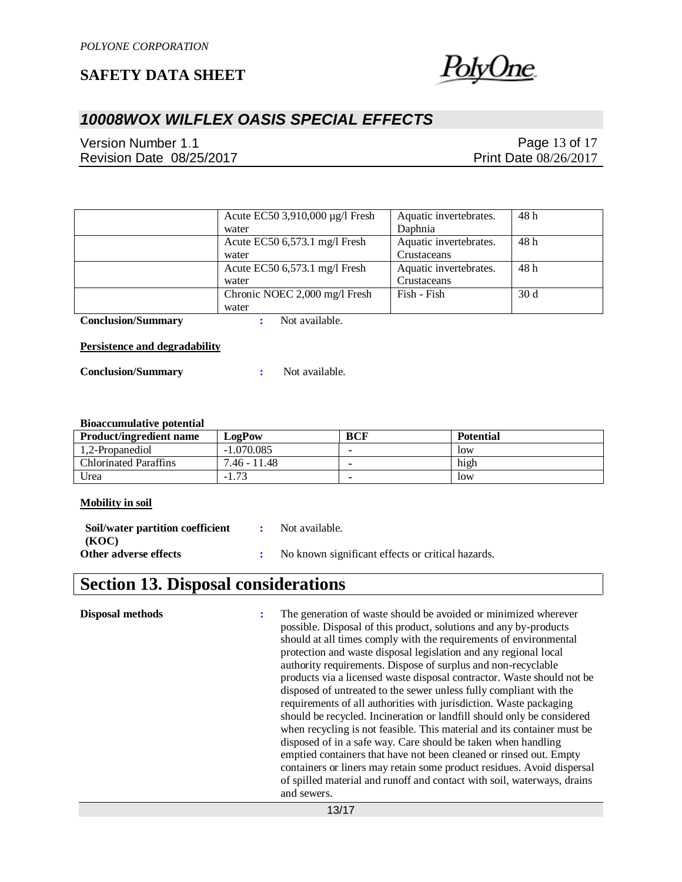|  | Acute EC50 3,910,000 µg/l Fresh water | Aquatic invertebrates. Daphnia | 48 h |
|---|---|---|---|
|  | Acute EC50 6,573.1 mg/l Fresh water | Aquatic invertebrates. Crustaceans | 48 h |
|  | Acute EC50 6,573.1 mg/l Fresh water | Aquatic invertebrates. Crustaceans | 48 h |
|  | Chronic NOEC 2,000 mg/l Fresh water | Fish - Fish | 30 d |

**Conclusion/Summary** : Not available.

**Persistence and degradability**

**Conclusion/Summary** : Not available.

**Bioaccumulative potential**

| Product/ingredient name | LogPow | BCF | Potential |
|---|---|---|---|
| 1,2-Propanediol | -1.070.085 | - | low |
| Chlorinated Paraffins | 7.46 - 11.48 | - | high |
| Urea | -1.73 | - | low |

**Mobility in soil**

**Soil/water partition coefficient (KOC)** : Not available.

**Other adverse effects** : No known significant effects or critical hazards.

# Section 13. Disposal considerations

**Disposal methods** : The generation of waste should be avoided or minimized wherever possible. Disposal of this product, solutions and any by-products should at all times comply with the requirements of environmental protection and waste disposal legislation and any regional local authority requirements. Dispose of surplus and non-recyclable products via a licensed waste disposal contractor. Waste should not be disposed of untreated to the sewer unless fully compliant with the requirements of all authorities with jurisdiction. Waste packaging should be recycled. Incineration or landfill should only be considered when recycling is not feasible. This material and its container must be disposed of in a safe way. Care should be taken when handling emptied containers that have not been cleaned or rinsed out. Empty containers or liners may retain some product residues. Avoid dispersal of spilled material and runoff and contact with soil, waterways, drains and sewers.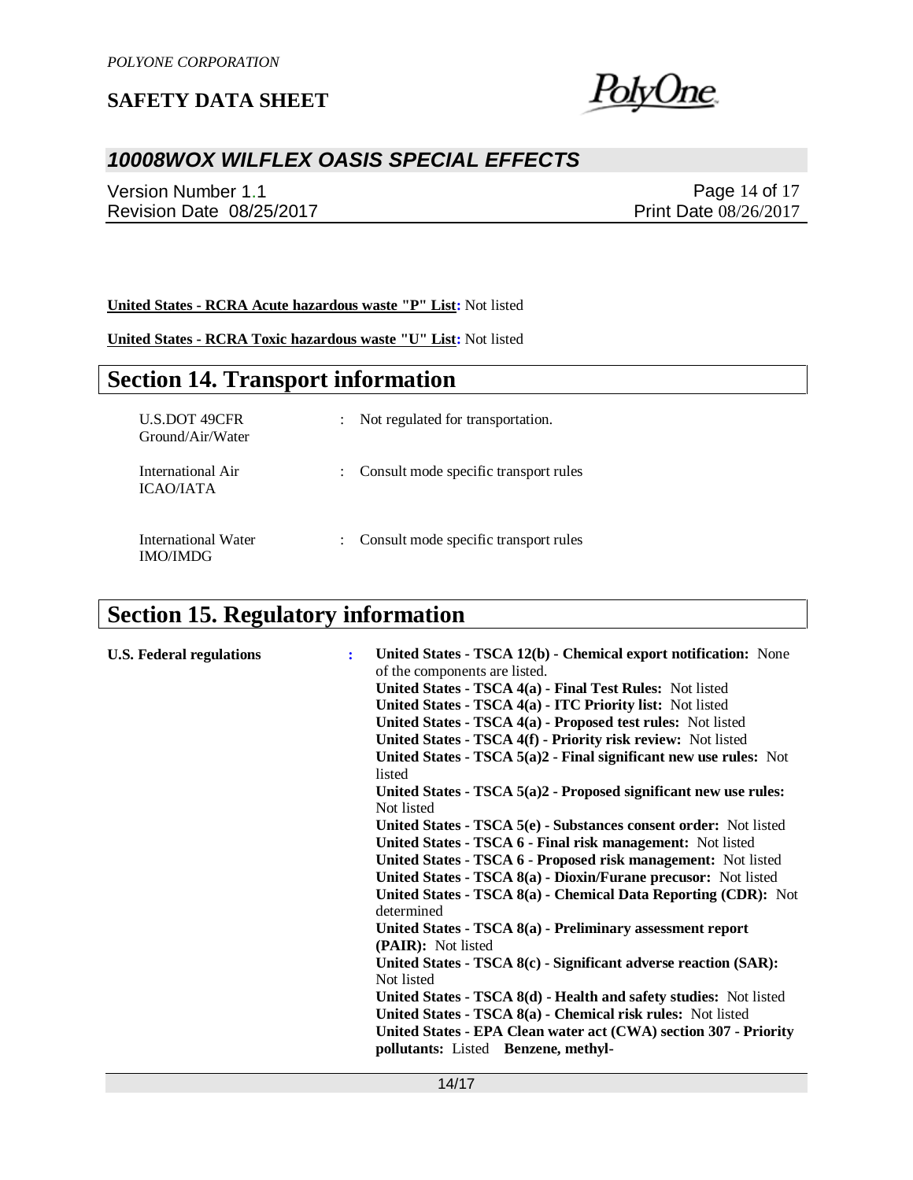**United States - RCRA Acute hazardous waste "P" List:** Not listed

**United States - RCRA Toxic hazardous waste "U" List:** Not listed

# Section 14. Transport information

| | | |
|---|---|---|
| U.S.DOT 49CFR Ground/Air/Water | : | Not regulated for transportation. |
| International Air ICAO/IATA | : | Consult mode specific transport rules |
| International Water IMO/IMDG | : | Consult mode specific transport rules |

# Section 15. Regulatory information

**U.S. Federal regulations** :

**United States - TSCA 12(b) - Chemical export notification:** None of the components are listed.
**United States - TSCA 4(a) - Final Test Rules:** Not listed
**United States - TSCA 4(a) - ITC Priority list:** Not listed
**United States - TSCA 4(a) - Proposed test rules:** Not listed
**United States - TSCA 4(f) - Priority risk review:** Not listed
**United States - TSCA 5(a)2 - Final significant new use rules:** Not listed
**United States - TSCA 5(a)2 - Proposed significant new use rules:** Not listed
**United States - TSCA 5(e) - Substances consent order:** Not listed
**United States - TSCA 6 - Final risk management:** Not listed
**United States - TSCA 6 - Proposed risk management:** Not listed
**United States - TSCA 8(a) - Dioxin/Furane precusor:** Not listed
**United States - TSCA 8(a) - Chemical Data Reporting (CDR):** Not determined
**United States - TSCA 8(a) - Preliminary assessment report (PAIR):** Not listed
**United States - TSCA 8(c) - Significant adverse reaction (SAR):** Not listed
**United States - TSCA 8(d) - Health and safety studies:** Not listed
**United States - TSCA 8(a) - Chemical risk rules:** Not listed
**United States - EPA Clean water act (CWA) section 307 - Priority pollutants:** Listed **Benzene, methyl-**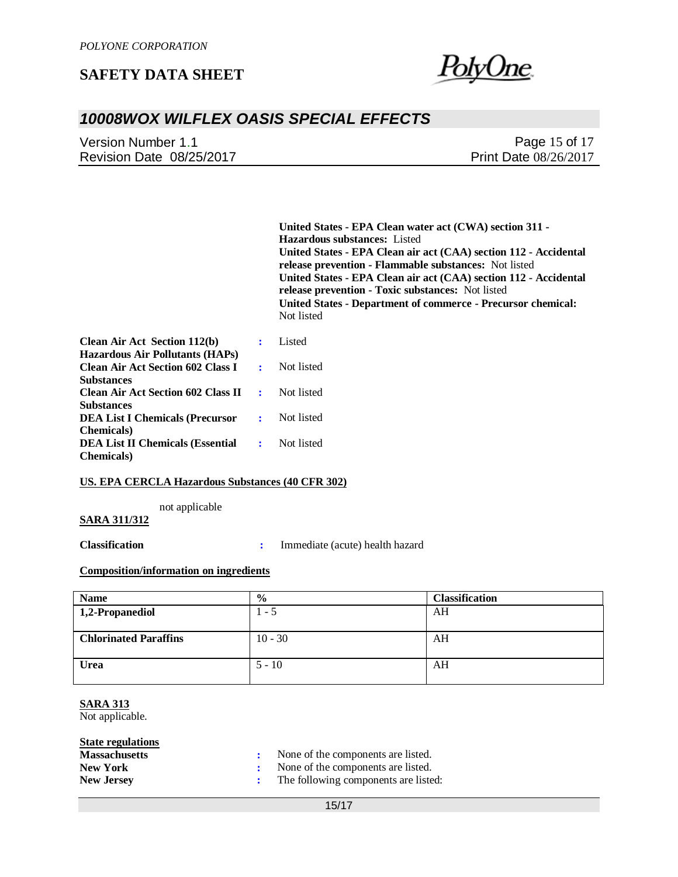**United States - EPA Clean water act (CWA) section 311 - Hazardous substances:** Listed
**United States - EPA Clean air act (CAA) section 112 - Accidental release prevention - Flammable substances:** Not listed
**United States - EPA Clean air act (CAA) section 112 - Accidental release prevention - Toxic substances:** Not listed
**United States - Department of commerce - Precursor chemical:** Not listed

**Clean Air Act Section 112(b) Hazardous Air Pollutants (HAPs)** : Listed
**Clean Air Act Section 602 Class I Substances** : Not listed
**Clean Air Act Section 602 Class II Substances** : Not listed
**DEA List I Chemicals (Precursor Chemicals)** : Not listed
**DEA List II Chemicals (Essential Chemicals)** : Not listed

**US. EPA CERCLA Hazardous Substances (40 CFR 302)**

not applicable

**SARA 311/312**

**Classification** : Immediate (acute) health hazard

**Composition/information on ingredients**

| Name | % | Classification |
|---|---|---|
| **1,2-Propanediol** | 1 - 5 | AH |
| **Chlorinated Paraffins** | 10 - 30 | AH |
| **Urea** | 5 - 10 | AH |

**SARA 313**
Not applicable.

**State regulations**
**Massachusetts** : None of the components are listed.
**New York** : None of the components are listed.
**New Jersey** : The following components are listed: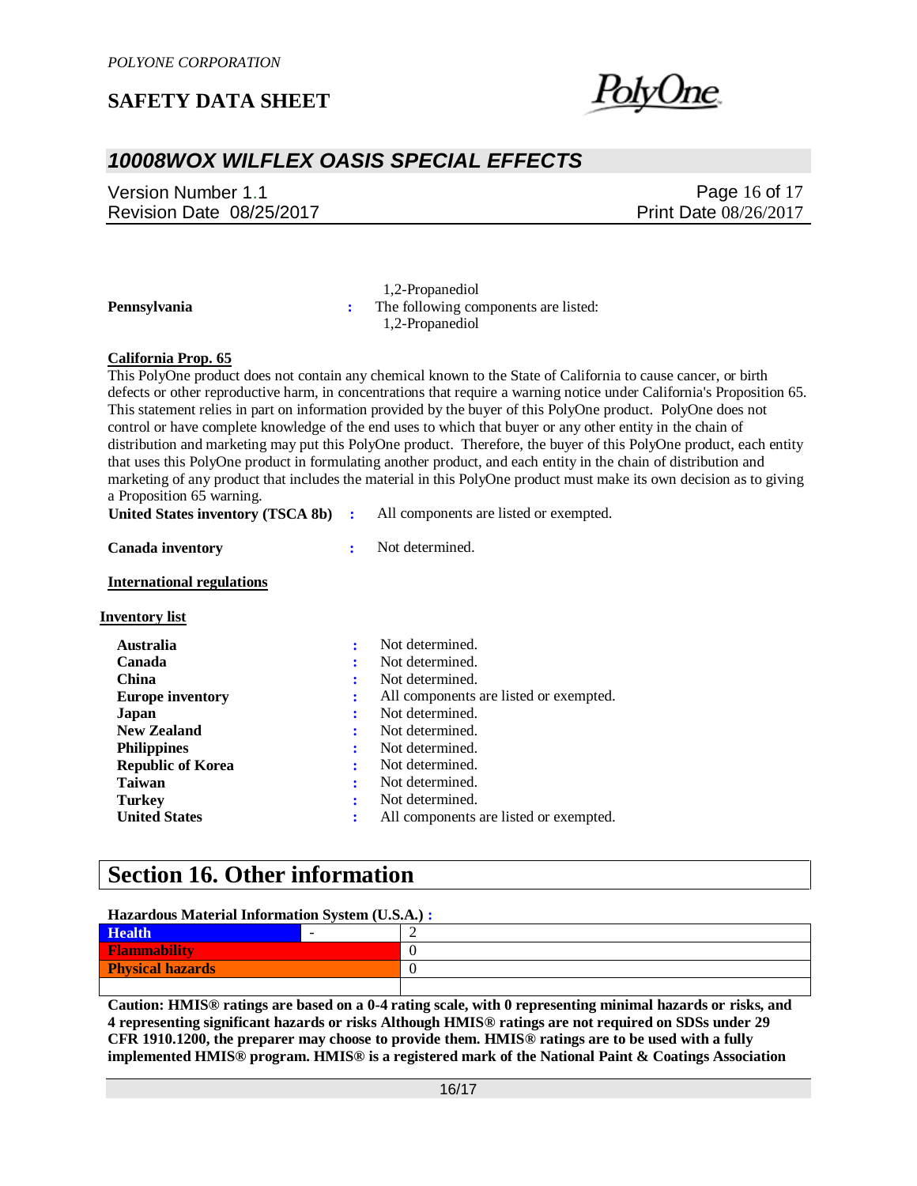1,2-Propanediol

**Pennsylvania** : The following components are listed:
1,2-Propanediol

**California Prop. 65**

This PolyOne product does not contain any chemical known to the State of California to cause cancer, or birth defects or other reproductive harm, in concentrations that require a warning notice under California's Proposition 65. This statement relies in part on information provided by the buyer of this PolyOne product. PolyOne does not control or have complete knowledge of the end uses to which that buyer or any other entity in the chain of distribution and marketing may put this PolyOne product. Therefore, the buyer of this PolyOne product, each entity that uses this PolyOne product in formulating another product, and each entity in the chain of distribution and marketing of any product that includes the material in this PolyOne product must make its own decision as to giving a Proposition 65 warning.

**United States inventory (TSCA 8b)** : All components are listed or exempted.

**Canada inventory** : Not determined.

**International regulations**

**Inventory list**

| | | |
|---|---|---|
| **Australia** | : | Not determined. |
| **Canada** | : | Not determined. |
| **China** | : | Not determined. |
| **Europe inventory** | : | All components are listed or exempted. |
| **Japan** | : | Not determined. |
| **New Zealand** | : | Not determined. |
| **Philippines** | : | Not determined. |
| **Republic of Korea** | : | Not determined. |
| **Taiwan** | : | Not determined. |
| **Turkey** | : | Not determined. |
| **United States** | : | All components are listed or exempted. |

# Section 16. Other information

**Hazardous Material Information System (U.S.A.) :**

| | | |
|---|---|---|
| **Health** | - | 2 |
| **Flammability** | | 0 |
| **Physical hazards** | | 0 |
| | | |

**Caution: HMIS® ratings are based on a 0-4 rating scale, with 0 representing minimal hazards or risks, and 4 representing significant hazards or risks Although HMIS® ratings are not required on SDSs under 29 CFR 1910.1200, the preparer may choose to provide them. HMIS® ratings are to be used with a fully implemented HMIS® program. HMIS® is a registered mark of the National Paint & Coatings Association**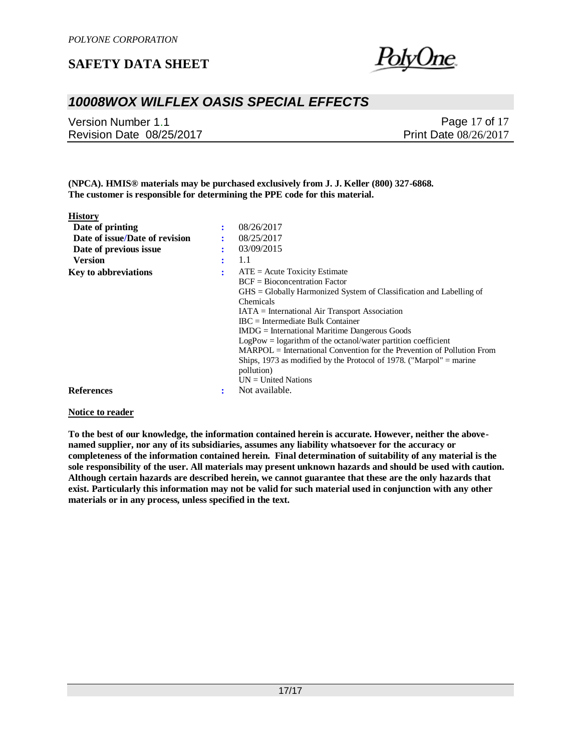**(NPCA). HMIS® materials may be purchased exclusively from J. J. Keller (800) 327-6868. The customer is responsible for determining the PPE code for this material.**

**History**

| | | |
|---|---|---|
| **Date of printing** | : | 08/26/2017 |
| **Date of issue/Date of revision** | : | 08/25/2017 |
| **Date of previous issue** | : | 03/09/2015 |
| **Version** | : | 1.1 |
| **Key to abbreviations** | : | ATE = Acute Toxicity Estimate<br>BCF = Bioconcentration Factor<br>GHS = Globally Harmonized System of Classification and Labelling of Chemicals<br>IATA = International Air Transport Association<br>IBC = Intermediate Bulk Container<br>IMDG = International Maritime Dangerous Goods<br>LogPow = logarithm of the octanol/water partition coefficient<br>MARPOL = International Convention for the Prevention of Pollution From Ships, 1973 as modified by the Protocol of 1978. ("Marpol" = marine pollution)<br>UN = United Nations |
| **References** | : | Not available. |

**Notice to reader**

**To the best of our knowledge, the information contained herein is accurate. However, neither the above-named supplier, nor any of its subsidiaries, assumes any liability whatsoever for the accuracy or completeness of the information contained herein. Final determination of suitability of any material is the sole responsibility of the user. All materials may present unknown hazards and should be used with caution. Although certain hazards are described herein, we cannot guarantee that these are the only hazards that exist. Particularly this information may not be valid for such material used in conjunction with any other materials or in any process, unless specified in the text.**